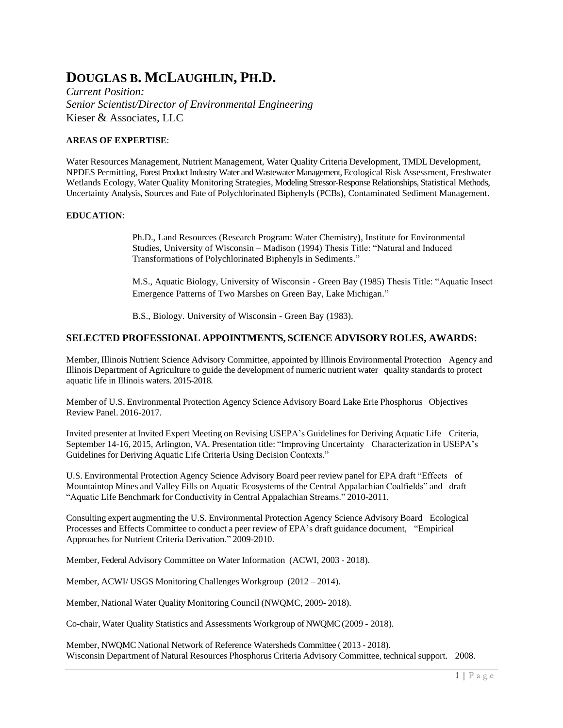# DOUGLAS B. MCLAUGHLIN, PH.D.

*Current Position:*
*Senior Scientist/Director of Environmental Engineering*
Kieser & Associates, LLC

**AREAS OF EXPERTISE**:

Water Resources Management, Nutrient Management, Water Quality Criteria Development, TMDL Development, NPDES Permitting, Forest Product Industry Water and Wastewater Management, Ecological Risk Assessment, Freshwater Wetlands Ecology, Water Quality Monitoring Strategies, Modeling Stressor-Response Relationships, Statistical Methods, Uncertainty Analysis, Sources and Fate of Polychlorinated Biphenyls (PCBs), Contaminated Sediment Management.

**EDUCATION**:

Ph.D., Land Resources (Research Program: Water Chemistry), Institute for Environmental Studies, University of Wisconsin – Madison (1994) Thesis Title: "Natural and Induced Transformations of Polychlorinated Biphenyls in Sediments."

M.S., Aquatic Biology, University of Wisconsin - Green Bay (1985) Thesis Title: "Aquatic Insect Emergence Patterns of Two Marshes on Green Bay, Lake Michigan."

B.S., Biology. University of Wisconsin - Green Bay (1983).

## SELECTED PROFESSIONAL APPOINTMENTS, SCIENCE ADVISORY ROLES, AWARDS:

Member, Illinois Nutrient Science Advisory Committee, appointed by Illinois Environmental Protection Agency and Illinois Department of Agriculture to guide the development of numeric nutrient water quality standards to protect aquatic life in Illinois waters. 2015-2018.

Member of U.S. Environmental Protection Agency Science Advisory Board Lake Erie Phosphorus Objectives Review Panel. 2016-2017.

Invited presenter at Invited Expert Meeting on Revising USEPA's Guidelines for Deriving Aquatic Life Criteria, September 14-16, 2015, Arlington, VA. Presentation title: "Improving Uncertainty Characterization in USEPA's Guidelines for Deriving Aquatic Life Criteria Using Decision Contexts."

U.S. Environmental Protection Agency Science Advisory Board peer review panel for EPA draft "Effects of Mountaintop Mines and Valley Fills on Aquatic Ecosystems of the Central Appalachian Coalfields" and draft "Aquatic Life Benchmark for Conductivity in Central Appalachian Streams." 2010-2011.

Consulting expert augmenting the U.S. Environmental Protection Agency Science Advisory Board Ecological Processes and Effects Committee to conduct a peer review of EPA's draft guidance document, "Empirical Approaches for Nutrient Criteria Derivation." 2009-2010.

Member, Federal Advisory Committee on Water Information (ACWI, 2003 - 2018).

Member, ACWI/ USGS Monitoring Challenges Workgroup (2012 – 2014).

Member, National Water Quality Monitoring Council (NWQMC, 2009- 2018).

Co-chair, Water Quality Statistics and Assessments Workgroup of NWQMC (2009 - 2018).

Member, NWQMC National Network of Reference Watersheds Committee ( 2013 - 2018).
Wisconsin Department of Natural Resources Phosphorus Criteria Advisory Committee, technical support. 2008.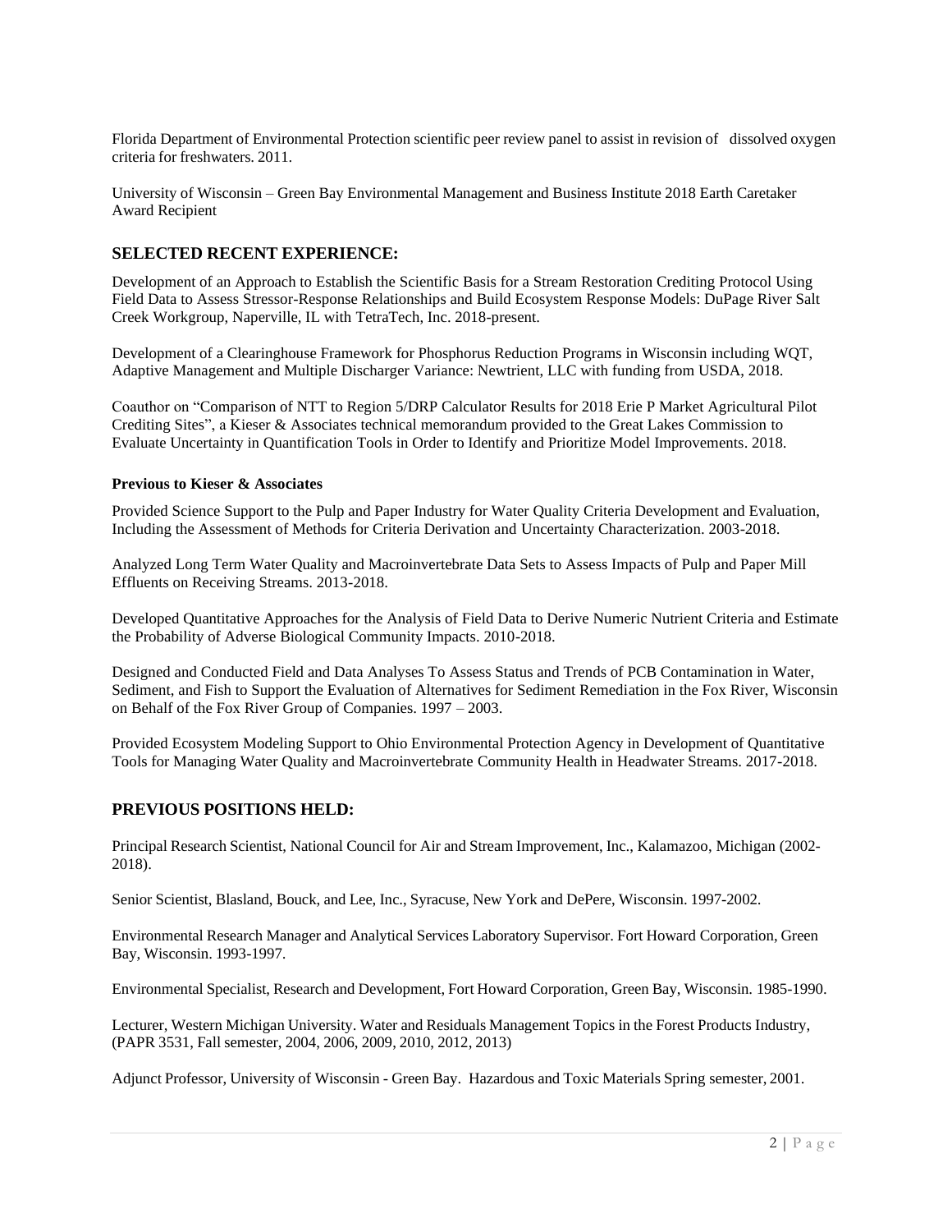Florida Department of Environmental Protection scientific peer review panel to assist in revision of dissolved oxygen criteria for freshwaters. 2011.

University of Wisconsin – Green Bay Environmental Management and Business Institute 2018 Earth Caretaker Award Recipient

## SELECTED RECENT EXPERIENCE:

Development of an Approach to Establish the Scientific Basis for a Stream Restoration Crediting Protocol Using Field Data to Assess Stressor-Response Relationships and Build Ecosystem Response Models: DuPage River Salt Creek Workgroup, Naperville, IL with TetraTech, Inc. 2018-present.

Development of a Clearinghouse Framework for Phosphorus Reduction Programs in Wisconsin including WQT, Adaptive Management and Multiple Discharger Variance: Newtrient, LLC with funding from USDA, 2018.

Coauthor on "Comparison of NTT to Region 5/DRP Calculator Results for 2018 Erie P Market Agricultural Pilot Crediting Sites", a Kieser & Associates technical memorandum provided to the Great Lakes Commission to Evaluate Uncertainty in Quantification Tools in Order to Identify and Prioritize Model Improvements. 2018.

**Previous to Kieser & Associates**

Provided Science Support to the Pulp and Paper Industry for Water Quality Criteria Development and Evaluation, Including the Assessment of Methods for Criteria Derivation and Uncertainty Characterization. 2003-2018.

Analyzed Long Term Water Quality and Macroinvertebrate Data Sets to Assess Impacts of Pulp and Paper Mill Effluents on Receiving Streams. 2013-2018.

Developed Quantitative Approaches for the Analysis of Field Data to Derive Numeric Nutrient Criteria and Estimate the Probability of Adverse Biological Community Impacts. 2010-2018.

Designed and Conducted Field and Data Analyses To Assess Status and Trends of PCB Contamination in Water, Sediment, and Fish to Support the Evaluation of Alternatives for Sediment Remediation in the Fox River, Wisconsin on Behalf of the Fox River Group of Companies. 1997 – 2003.

Provided Ecosystem Modeling Support to Ohio Environmental Protection Agency in Development of Quantitative Tools for Managing Water Quality and Macroinvertebrate Community Health in Headwater Streams. 2017-2018.

## PREVIOUS POSITIONS HELD:

Principal Research Scientist, National Council for Air and Stream Improvement, Inc., Kalamazoo, Michigan (2002-2018).

Senior Scientist, Blasland, Bouck, and Lee, Inc., Syracuse, New York and DePere, Wisconsin. 1997-2002.

Environmental Research Manager and Analytical Services Laboratory Supervisor. Fort Howard Corporation, Green Bay, Wisconsin. 1993-1997.

Environmental Specialist, Research and Development, Fort Howard Corporation, Green Bay, Wisconsin. 1985-1990.

Lecturer, Western Michigan University. Water and Residuals Management Topics in the Forest Products Industry, (PAPR 3531, Fall semester, 2004, 2006, 2009, 2010, 2012, 2013)

Adjunct Professor, University of Wisconsin - Green Bay. Hazardous and Toxic Materials Spring semester, 2001.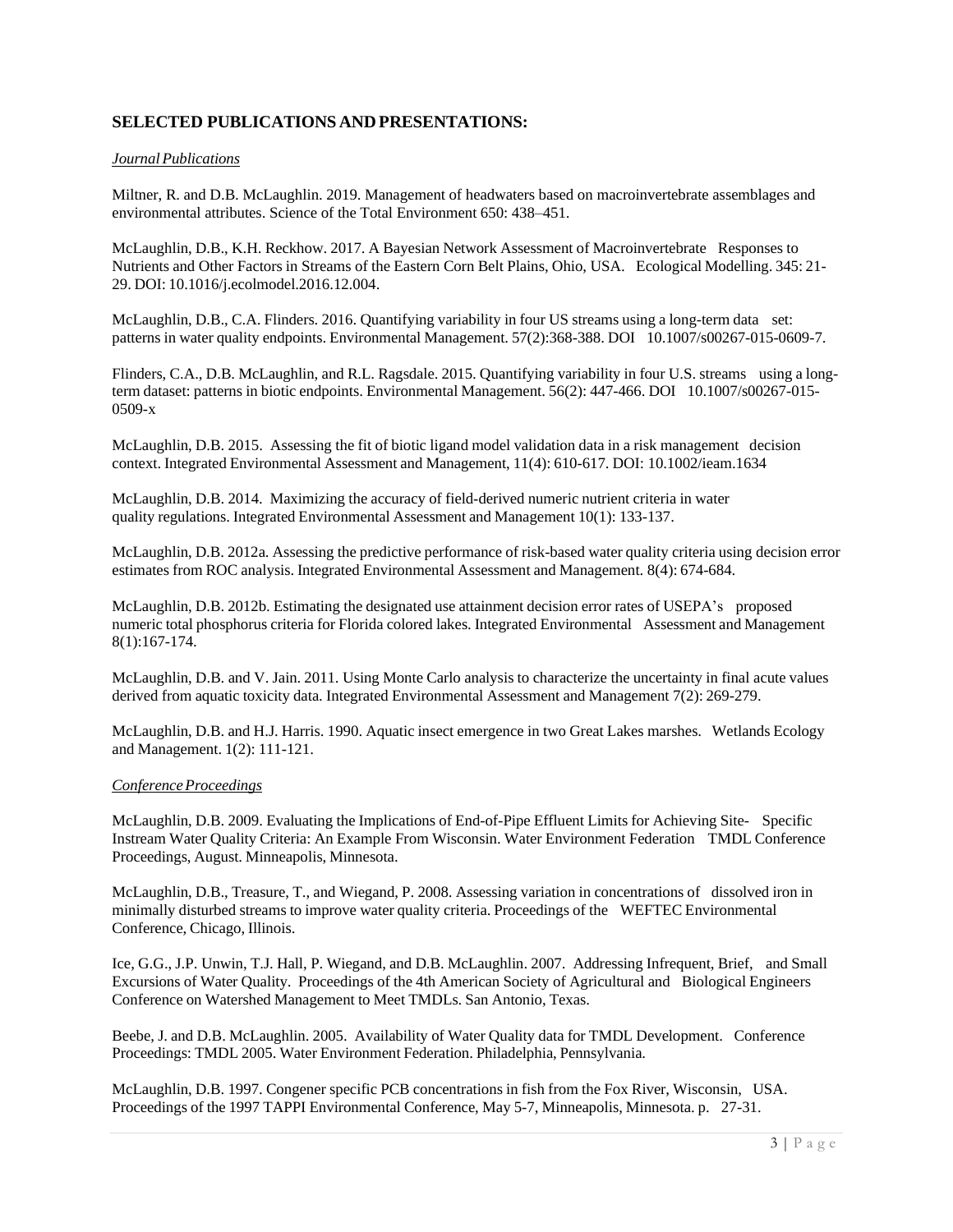## SELECTED PUBLICATIONS AND PRESENTATIONS:

*Journal Publications*

Miltner, R. and D.B. McLaughlin. 2019. Management of headwaters based on macroinvertebrate assemblages and environmental attributes. Science of the Total Environment 650: 438–451.

McLaughlin, D.B., K.H. Reckhow. 2017. A Bayesian Network Assessment of Macroinvertebrate Responses to Nutrients and Other Factors in Streams of the Eastern Corn Belt Plains, Ohio, USA. Ecological Modelling. 345: 21-29. DOI: 10.1016/j.ecolmodel.2016.12.004.

McLaughlin, D.B., C.A. Flinders. 2016. Quantifying variability in four US streams using a long-term data set: patterns in water quality endpoints. Environmental Management. 57(2):368-388. DOI 10.1007/s00267-015-0609-7.

Flinders, C.A., D.B. McLaughlin, and R.L. Ragsdale. 2015. Quantifying variability in four U.S. streams using a long-term dataset: patterns in biotic endpoints. Environmental Management. 56(2): 447-466. DOI 10.1007/s00267-015-0509-x

McLaughlin, D.B. 2015. Assessing the fit of biotic ligand model validation data in a risk management decision context. Integrated Environmental Assessment and Management, 11(4): 610-617. DOI: 10.1002/ieam.1634

McLaughlin, D.B. 2014. Maximizing the accuracy of field-derived numeric nutrient criteria in water quality regulations. Integrated Environmental Assessment and Management 10(1): 133-137.

McLaughlin, D.B. 2012a. Assessing the predictive performance of risk-based water quality criteria using decision error estimates from ROC analysis. Integrated Environmental Assessment and Management. 8(4): 674-684.

McLaughlin, D.B. 2012b. Estimating the designated use attainment decision error rates of USEPA's proposed numeric total phosphorus criteria for Florida colored lakes. Integrated Environmental Assessment and Management 8(1):167-174.

McLaughlin, D.B. and V. Jain. 2011. Using Monte Carlo analysis to characterize the uncertainty in final acute values derived from aquatic toxicity data. Integrated Environmental Assessment and Management 7(2): 269-279.

McLaughlin, D.B. and H.J. Harris. 1990. Aquatic insect emergence in two Great Lakes marshes. Wetlands Ecology and Management. 1(2): 111-121.

*Conference Proceedings*

McLaughlin, D.B. 2009. Evaluating the Implications of End-of-Pipe Effluent Limits for Achieving Site- Specific Instream Water Quality Criteria: An Example From Wisconsin. Water Environment Federation TMDL Conference Proceedings, August. Minneapolis, Minnesota.

McLaughlin, D.B., Treasure, T., and Wiegand, P. 2008. Assessing variation in concentrations of dissolved iron in minimally disturbed streams to improve water quality criteria. Proceedings of the WEFTEC Environmental Conference, Chicago, Illinois.

Ice, G.G., J.P. Unwin, T.J. Hall, P. Wiegand, and D.B. McLaughlin. 2007. Addressing Infrequent, Brief, and Small Excursions of Water Quality. Proceedings of the 4th American Society of Agricultural and Biological Engineers Conference on Watershed Management to Meet TMDLs. San Antonio, Texas.

Beebe, J. and D.B. McLaughlin. 2005. Availability of Water Quality data for TMDL Development. Conference Proceedings: TMDL 2005. Water Environment Federation. Philadelphia, Pennsylvania.

McLaughlin, D.B. 1997. Congener specific PCB concentrations in fish from the Fox River, Wisconsin, USA. Proceedings of the 1997 TAPPI Environmental Conference, May 5-7, Minneapolis, Minnesota. p. 27-31.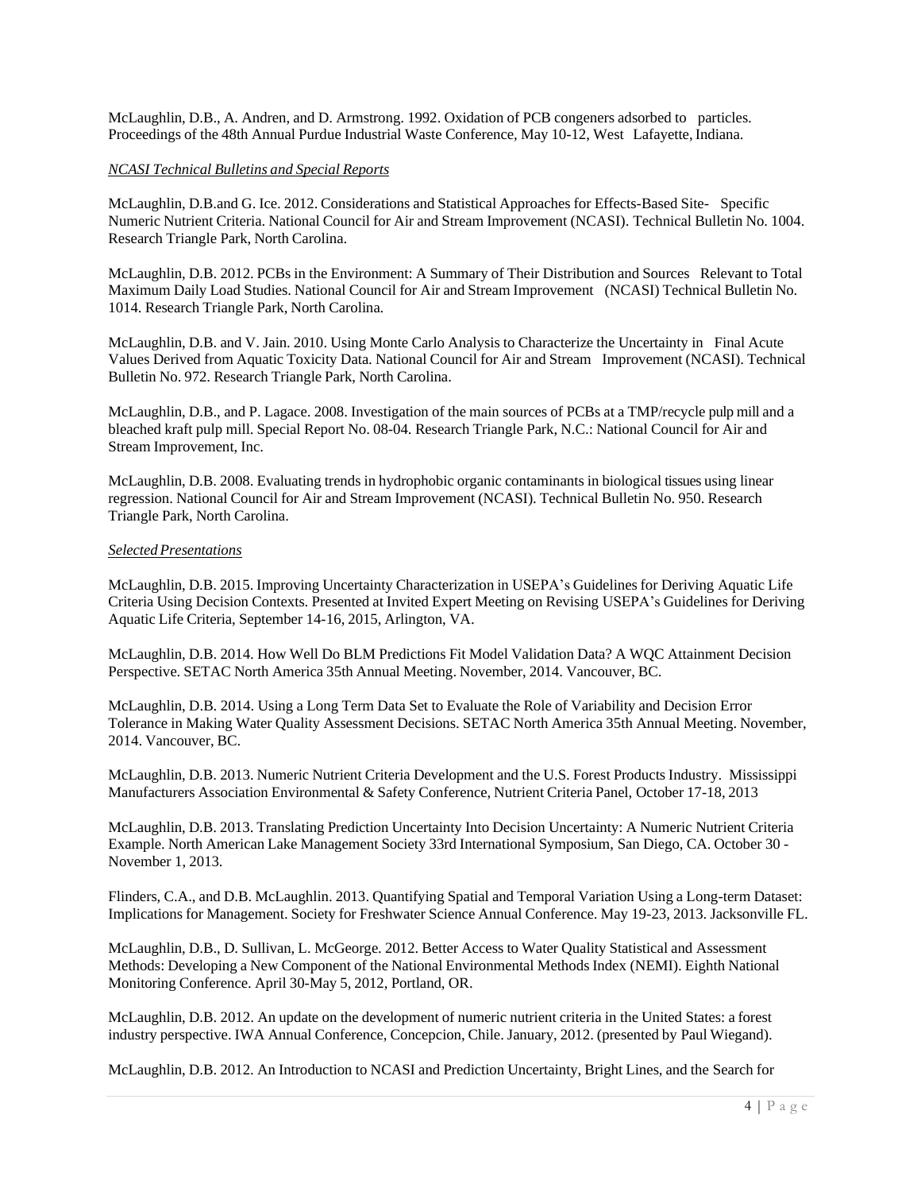McLaughlin, D.B., A. Andren, and D. Armstrong. 1992. Oxidation of PCB congeners adsorbed to particles. Proceedings of the 48th Annual Purdue Industrial Waste Conference, May 10-12, West Lafayette, Indiana.

*NCASI Technical Bulletins and Special Reports*

McLaughlin, D.B.and G. Ice. 2012. Considerations and Statistical Approaches for Effects-Based Site- Specific Numeric Nutrient Criteria. National Council for Air and Stream Improvement (NCASI). Technical Bulletin No. 1004. Research Triangle Park, North Carolina.

McLaughlin, D.B. 2012. PCBs in the Environment: A Summary of Their Distribution and Sources Relevant to Total Maximum Daily Load Studies. National Council for Air and Stream Improvement (NCASI) Technical Bulletin No. 1014. Research Triangle Park, North Carolina.

McLaughlin, D.B. and V. Jain. 2010. Using Monte Carlo Analysis to Characterize the Uncertainty in Final Acute Values Derived from Aquatic Toxicity Data. National Council for Air and Stream Improvement (NCASI). Technical Bulletin No. 972. Research Triangle Park, North Carolina.

McLaughlin, D.B., and P. Lagace. 2008. Investigation of the main sources of PCBs at a TMP/recycle pulp mill and a bleached kraft pulp mill. Special Report No. 08-04. Research Triangle Park, N.C.: National Council for Air and Stream Improvement, Inc.

McLaughlin, D.B. 2008. Evaluating trends in hydrophobic organic contaminants in biological tissues using linear regression. National Council for Air and Stream Improvement (NCASI). Technical Bulletin No. 950. Research Triangle Park, North Carolina.

*Selected Presentations*

McLaughlin, D.B. 2015. Improving Uncertainty Characterization in USEPA's Guidelines for Deriving Aquatic Life Criteria Using Decision Contexts. Presented at Invited Expert Meeting on Revising USEPA's Guidelines for Deriving Aquatic Life Criteria, September 14-16, 2015, Arlington, VA.

McLaughlin, D.B. 2014. How Well Do BLM Predictions Fit Model Validation Data? A WQC Attainment Decision Perspective. SETAC North America 35th Annual Meeting. November, 2014. Vancouver, BC.

McLaughlin, D.B. 2014. Using a Long Term Data Set to Evaluate the Role of Variability and Decision Error Tolerance in Making Water Quality Assessment Decisions. SETAC North America 35th Annual Meeting. November, 2014. Vancouver, BC.

McLaughlin, D.B. 2013. Numeric Nutrient Criteria Development and the U.S. Forest Products Industry. Mississippi Manufacturers Association Environmental & Safety Conference, Nutrient Criteria Panel, October 17-18, 2013

McLaughlin, D.B. 2013. Translating Prediction Uncertainty Into Decision Uncertainty: A Numeric Nutrient Criteria Example. North American Lake Management Society 33rd International Symposium, San Diego, CA. October 30 - November 1, 2013.

Flinders, C.A., and D.B. McLaughlin. 2013. Quantifying Spatial and Temporal Variation Using a Long-term Dataset: Implications for Management. Society for Freshwater Science Annual Conference. May 19-23, 2013. Jacksonville FL.

McLaughlin, D.B., D. Sullivan, L. McGeorge. 2012. Better Access to Water Quality Statistical and Assessment Methods: Developing a New Component of the National Environmental Methods Index (NEMI). Eighth National Monitoring Conference. April 30-May 5, 2012, Portland, OR.

McLaughlin, D.B. 2012. An update on the development of numeric nutrient criteria in the United States: a forest industry perspective. IWA Annual Conference, Concepcion, Chile. January, 2012. (presented by Paul Wiegand).

McLaughlin, D.B. 2012. An Introduction to NCASI and Prediction Uncertainty, Bright Lines, and the Search for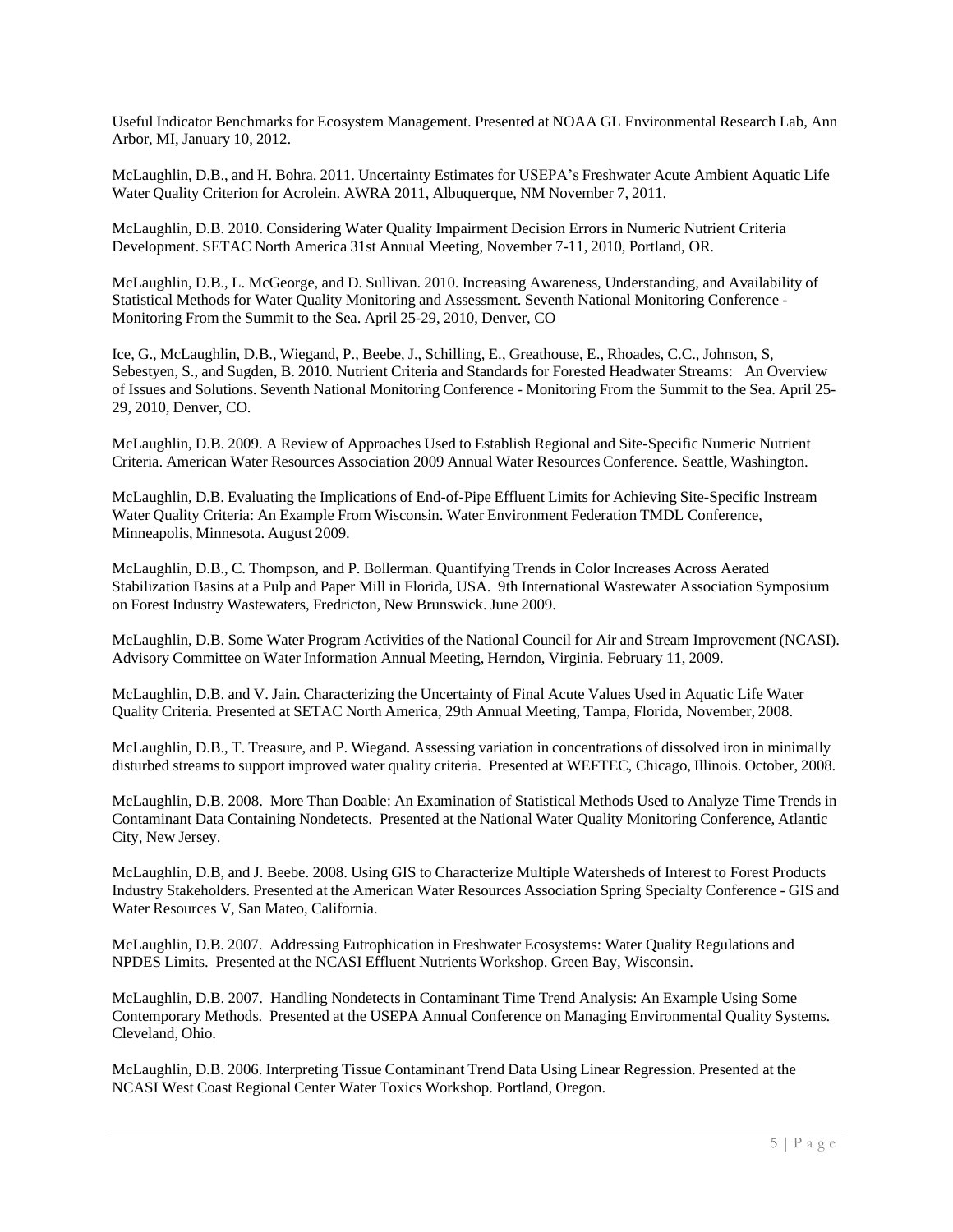Useful Indicator Benchmarks for Ecosystem Management. Presented at NOAA GL Environmental Research Lab, Ann Arbor, MI, January 10, 2012.

McLaughlin, D.B., and H. Bohra. 2011. Uncertainty Estimates for USEPA's Freshwater Acute Ambient Aquatic Life Water Quality Criterion for Acrolein. AWRA 2011, Albuquerque, NM November 7, 2011.

McLaughlin, D.B. 2010. Considering Water Quality Impairment Decision Errors in Numeric Nutrient Criteria Development. SETAC North America 31st Annual Meeting, November 7-11, 2010, Portland, OR.

McLaughlin, D.B., L. McGeorge, and D. Sullivan. 2010. Increasing Awareness, Understanding, and Availability of Statistical Methods for Water Quality Monitoring and Assessment. Seventh National Monitoring Conference - Monitoring From the Summit to the Sea. April 25-29, 2010, Denver, CO

Ice, G., McLaughlin, D.B., Wiegand, P., Beebe, J., Schilling, E., Greathouse, E., Rhoades, C.C., Johnson, S, Sebestyen, S., and Sugden, B. 2010. Nutrient Criteria and Standards for Forested Headwater Streams: An Overview of Issues and Solutions. Seventh National Monitoring Conference - Monitoring From the Summit to the Sea. April 25-29, 2010, Denver, CO.

McLaughlin, D.B. 2009. A Review of Approaches Used to Establish Regional and Site-Specific Numeric Nutrient Criteria. American Water Resources Association 2009 Annual Water Resources Conference. Seattle, Washington.

McLaughlin, D.B. Evaluating the Implications of End-of-Pipe Effluent Limits for Achieving Site-Specific Instream Water Quality Criteria: An Example From Wisconsin. Water Environment Federation TMDL Conference, Minneapolis, Minnesota. August 2009.

McLaughlin, D.B., C. Thompson, and P. Bollerman. Quantifying Trends in Color Increases Across Aerated Stabilization Basins at a Pulp and Paper Mill in Florida, USA. 9th International Wastewater Association Symposium on Forest Industry Wastewaters, Fredricton, New Brunswick. June 2009.

McLaughlin, D.B. Some Water Program Activities of the National Council for Air and Stream Improvement (NCASI). Advisory Committee on Water Information Annual Meeting, Herndon, Virginia. February 11, 2009.

McLaughlin, D.B. and V. Jain. Characterizing the Uncertainty of Final Acute Values Used in Aquatic Life Water Quality Criteria. Presented at SETAC North America, 29th Annual Meeting, Tampa, Florida, November, 2008.

McLaughlin, D.B., T. Treasure, and P. Wiegand. Assessing variation in concentrations of dissolved iron in minimally disturbed streams to support improved water quality criteria. Presented at WEFTEC, Chicago, Illinois. October, 2008.

McLaughlin, D.B. 2008. More Than Doable: An Examination of Statistical Methods Used to Analyze Time Trends in Contaminant Data Containing Nondetects. Presented at the National Water Quality Monitoring Conference, Atlantic City, New Jersey.

McLaughlin, D.B, and J. Beebe. 2008. Using GIS to Characterize Multiple Watersheds of Interest to Forest Products Industry Stakeholders. Presented at the American Water Resources Association Spring Specialty Conference - GIS and Water Resources V, San Mateo, California.

McLaughlin, D.B. 2007. Addressing Eutrophication in Freshwater Ecosystems: Water Quality Regulations and NPDES Limits. Presented at the NCASI Effluent Nutrients Workshop. Green Bay, Wisconsin.

McLaughlin, D.B. 2007. Handling Nondetects in Contaminant Time Trend Analysis: An Example Using Some Contemporary Methods. Presented at the USEPA Annual Conference on Managing Environmental Quality Systems. Cleveland, Ohio.

McLaughlin, D.B. 2006. Interpreting Tissue Contaminant Trend Data Using Linear Regression. Presented at the NCASI West Coast Regional Center Water Toxics Workshop. Portland, Oregon.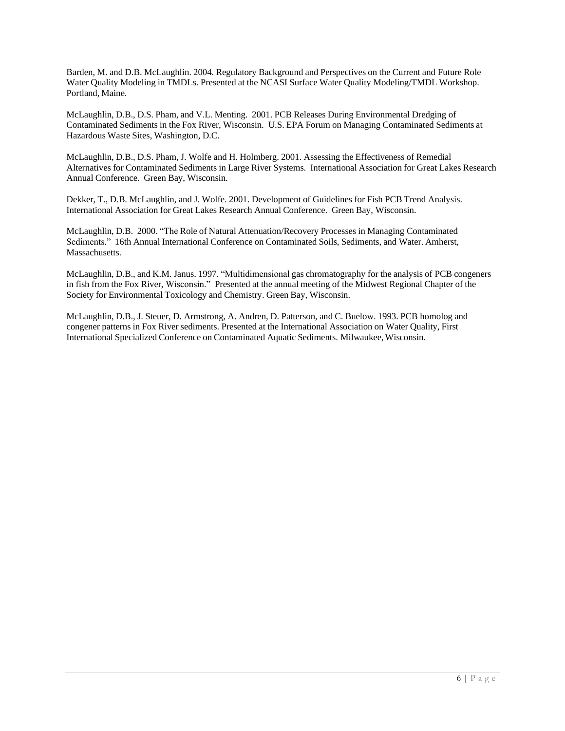Barden, M. and D.B. McLaughlin. 2004. Regulatory Background and Perspectives on the Current and Future Role Water Quality Modeling in TMDLs. Presented at the NCASI Surface Water Quality Modeling/TMDL Workshop. Portland, Maine.

McLaughlin, D.B., D.S. Pham, and V.L. Menting. 2001. PCB Releases During Environmental Dredging of Contaminated Sediments in the Fox River, Wisconsin. U.S. EPA Forum on Managing Contaminated Sediments at Hazardous Waste Sites, Washington, D.C.

McLaughlin, D.B., D.S. Pham, J. Wolfe and H. Holmberg. 2001. Assessing the Effectiveness of Remedial Alternatives for Contaminated Sediments in Large River Systems. International Association for Great Lakes Research Annual Conference. Green Bay, Wisconsin.

Dekker, T., D.B. McLaughlin, and J. Wolfe. 2001. Development of Guidelines for Fish PCB Trend Analysis. International Association for Great Lakes Research Annual Conference. Green Bay, Wisconsin.

McLaughlin, D.B. 2000. "The Role of Natural Attenuation/Recovery Processes in Managing Contaminated Sediments." 16th Annual International Conference on Contaminated Soils, Sediments, and Water. Amherst, Massachusetts.

McLaughlin, D.B., and K.M. Janus. 1997. "Multidimensional gas chromatography for the analysis of PCB congeners in fish from the Fox River, Wisconsin." Presented at the annual meeting of the Midwest Regional Chapter of the Society for Environmental Toxicology and Chemistry. Green Bay, Wisconsin.

McLaughlin, D.B., J. Steuer, D. Armstrong, A. Andren, D. Patterson, and C. Buelow. 1993. PCB homolog and congener patterns in Fox River sediments. Presented at the International Association on Water Quality, First International Specialized Conference on Contaminated Aquatic Sediments. Milwaukee, Wisconsin.